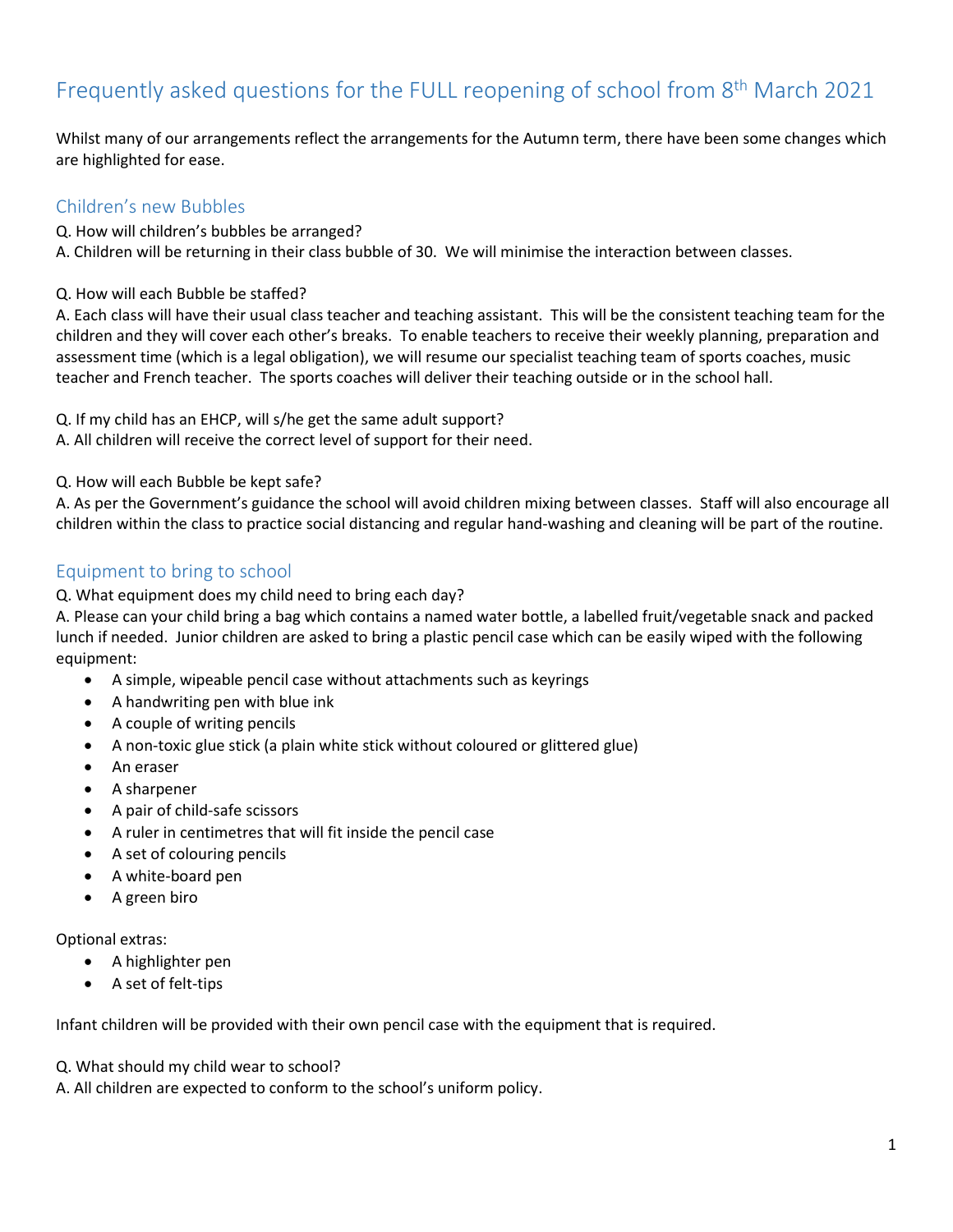# Frequently asked questions for the FULL reopening of school from 8th March 2021

Whilst many of our arrangements reflect the arrangements for the Autumn term, there have been some changes which are highlighted for ease.

## Children's new Bubbles

Q. How will children's bubbles be arranged?
A. Children will be returning in their class bubble of 30. We will minimise the interaction between classes.

Q. How will each Bubble be staffed?
A. Each class will have their usual class teacher and teaching assistant. This will be the consistent teaching team for the children and they will cover each other's breaks. To enable teachers to receive their weekly planning, preparation and assessment time (which is a legal obligation), we will resume our specialist teaching team of sports coaches, music teacher and French teacher. The sports coaches will deliver their teaching outside or in the school hall.

Q. If my child has an EHCP, will s/he get the same adult support?
A. All children will receive the correct level of support for their need.

Q. How will each Bubble be kept safe?
A. As per the Government's guidance the school will avoid children mixing between classes. Staff will also encourage all children within the class to practice social distancing and regular hand-washing and cleaning will be part of the routine.

## Equipment to bring to school

Q. What equipment does my child need to bring each day?
A. Please can your child bring a bag which contains a named water bottle, a labelled fruit/vegetable snack and packed lunch if needed. Junior children are asked to bring a plastic pencil case which can be easily wiped with the following equipment:

- A simple, wipeable pencil case without attachments such as keyrings
- A handwriting pen with blue ink
- A couple of writing pencils
- A non-toxic glue stick (a plain white stick without coloured or glittered glue)
- An eraser
- A sharpener
- A pair of child-safe scissors
- A ruler in centimetres that will fit inside the pencil case
- A set of colouring pencils
- A white-board pen
- A green biro

Optional extras:

- A highlighter pen
- A set of felt-tips

Infant children will be provided with their own pencil case with the equipment that is required.

Q. What should my child wear to school?
A. All children are expected to conform to the school's uniform policy.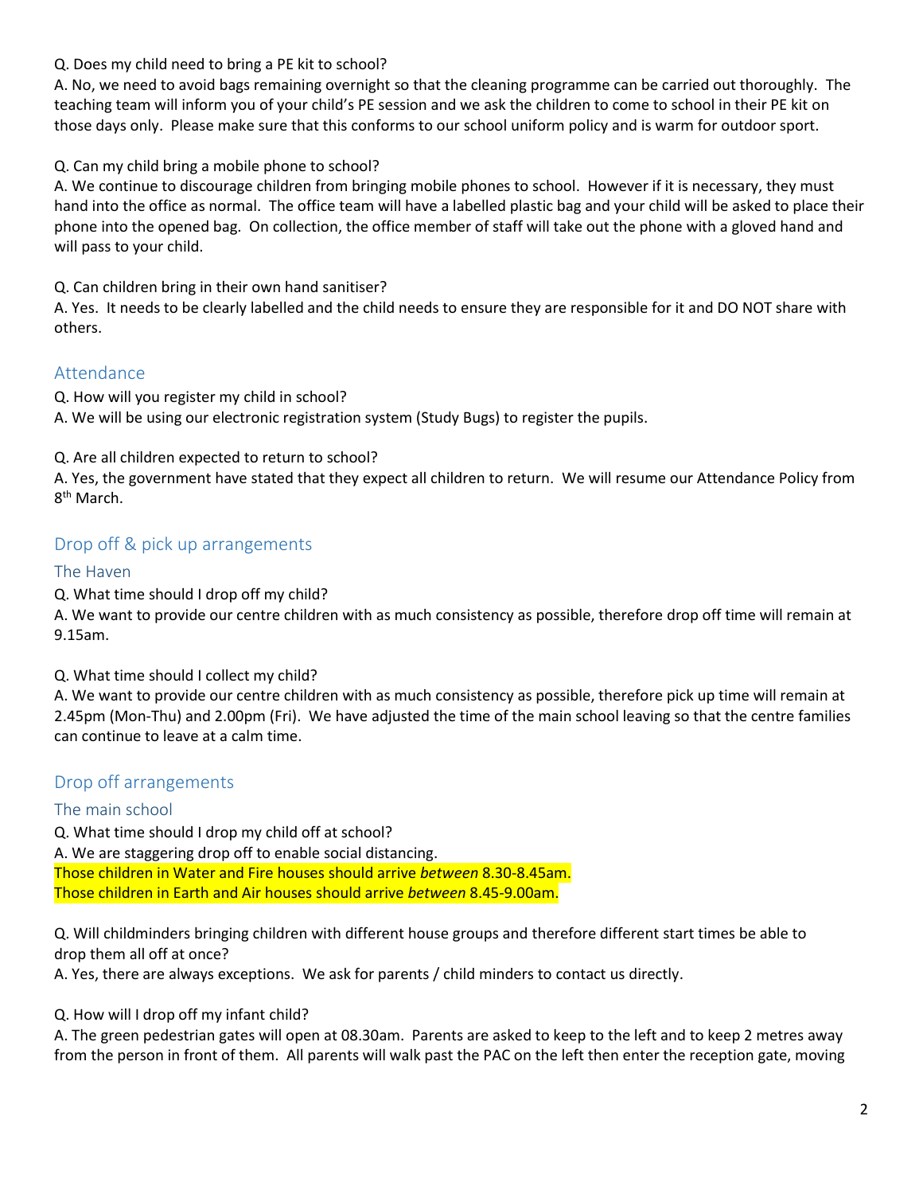Q. Does my child need to bring a PE kit to school?
A. No, we need to avoid bags remaining overnight so that the cleaning programme can be carried out thoroughly. The teaching team will inform you of your child's PE session and we ask the children to come to school in their PE kit on those days only. Please make sure that this conforms to our school uniform policy and is warm for outdoor sport.

Q. Can my child bring a mobile phone to school?
A. We continue to discourage children from bringing mobile phones to school. However if it is necessary, they must hand into the office as normal. The office team will have a labelled plastic bag and your child will be asked to place their phone into the opened bag. On collection, the office member of staff will take out the phone with a gloved hand and will pass to your child.

Q. Can children bring in their own hand sanitiser?
A. Yes. It needs to be clearly labelled and the child needs to ensure they are responsible for it and DO NOT share with others.

## Attendance

Q. How will you register my child in school?
A. We will be using our electronic registration system (Study Bugs) to register the pupils.

Q. Are all children expected to return to school?
A. Yes, the government have stated that they expect all children to return. We will resume our Attendance Policy from 8th March.

## Drop off & pick up arrangements

### The Haven

Q. What time should I drop off my child?
A. We want to provide our centre children with as much consistency as possible, therefore drop off time will remain at 9.15am.

Q. What time should I collect my child?
A. We want to provide our centre children with as much consistency as possible, therefore pick up time will remain at 2.45pm (Mon-Thu) and 2.00pm (Fri). We have adjusted the time of the main school leaving so that the centre families can continue to leave at a calm time.

## Drop off arrangements

### The main school

Q. What time should I drop my child off at school?
A. We are staggering drop off to enable social distancing.
Those children in Water and Fire houses should arrive *between* 8.30-8.45am.
Those children in Earth and Air houses should arrive *between* 8.45-9.00am.

Q. Will childminders bringing children with different house groups and therefore different start times be able to drop them all off at once?
A. Yes, there are always exceptions. We ask for parents / child minders to contact us directly.

Q. How will I drop off my infant child?
A. The green pedestrian gates will open at 08.30am. Parents are asked to keep to the left and to keep 2 metres away from the person in front of them. All parents will walk past the PAC on the left then enter the reception gate, moving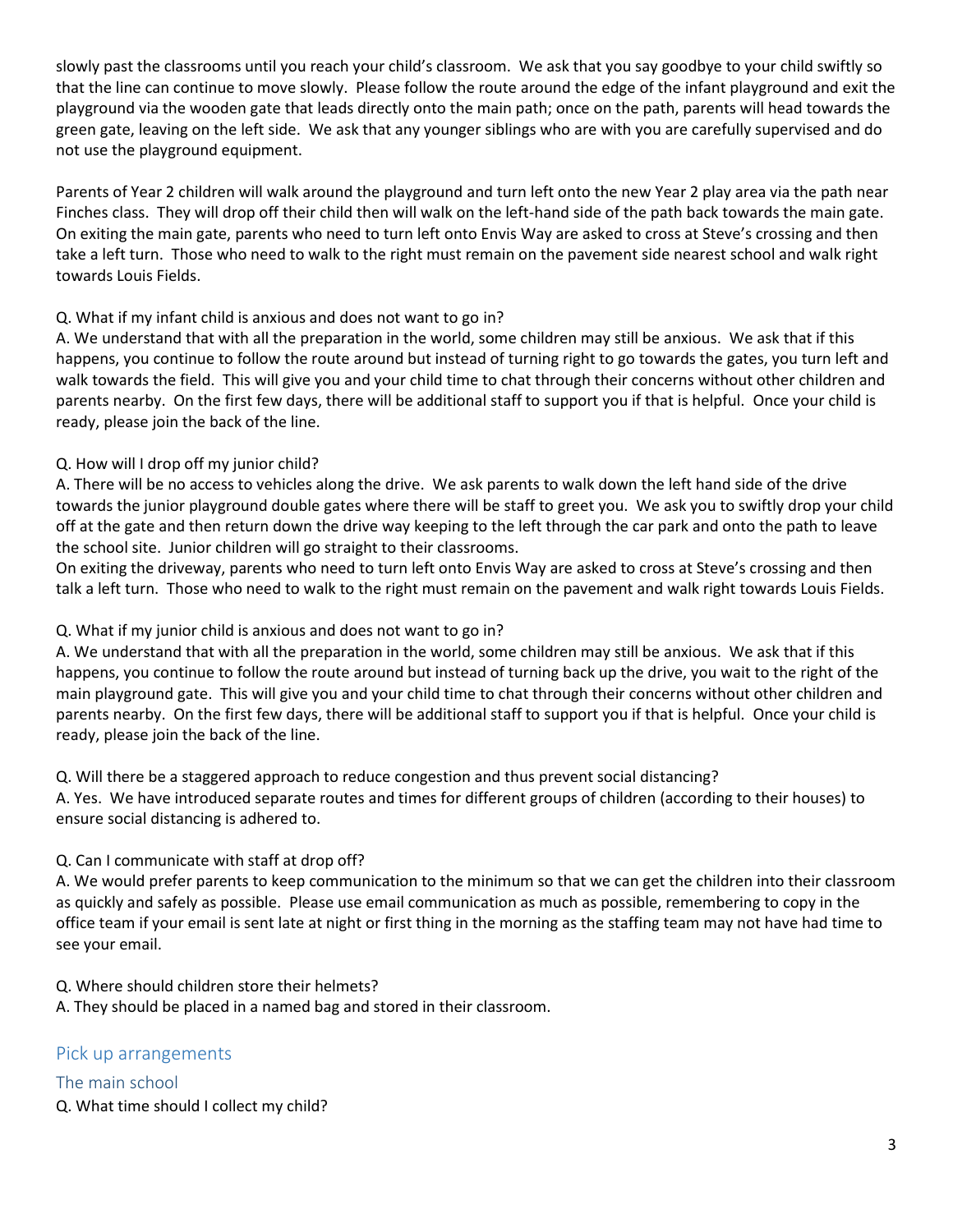slowly past the classrooms until you reach your child's classroom. We ask that you say goodbye to your child swiftly so that the line can continue to move slowly. Please follow the route around the edge of the infant playground and exit the playground via the wooden gate that leads directly onto the main path; once on the path, parents will head towards the green gate, leaving on the left side. We ask that any younger siblings who are with you are carefully supervised and do not use the playground equipment.

Parents of Year 2 children will walk around the playground and turn left onto the new Year 2 play area via the path near Finches class. They will drop off their child then will walk on the left-hand side of the path back towards the main gate. On exiting the main gate, parents who need to turn left onto Envis Way are asked to cross at Steve's crossing and then take a left turn. Those who need to walk to the right must remain on the pavement side nearest school and walk right towards Louis Fields.

Q. What if my infant child is anxious and does not want to go in?
A. We understand that with all the preparation in the world, some children may still be anxious. We ask that if this happens, you continue to follow the route around but instead of turning right to go towards the gates, you turn left and walk towards the field. This will give you and your child time to chat through their concerns without other children and parents nearby. On the first few days, there will be additional staff to support you if that is helpful. Once your child is ready, please join the back of the line.

Q. How will I drop off my junior child?
A. There will be no access to vehicles along the drive. We ask parents to walk down the left hand side of the drive towards the junior playground double gates where there will be staff to greet you. We ask you to swiftly drop your child off at the gate and then return down the drive way keeping to the left through the car park and onto the path to leave the school site. Junior children will go straight to their classrooms.
On exiting the driveway, parents who need to turn left onto Envis Way are asked to cross at Steve's crossing and then talk a left turn. Those who need to walk to the right must remain on the pavement and walk right towards Louis Fields.

Q. What if my junior child is anxious and does not want to go in?
A. We understand that with all the preparation in the world, some children may still be anxious. We ask that if this happens, you continue to follow the route around but instead of turning back up the drive, you wait to the right of the main playground gate. This will give you and your child time to chat through their concerns without other children and parents nearby. On the first few days, there will be additional staff to support you if that is helpful. Once your child is ready, please join the back of the line.

Q. Will there be a staggered approach to reduce congestion and thus prevent social distancing?
A. Yes. We have introduced separate routes and times for different groups of children (according to their houses) to ensure social distancing is adhered to.

Q. Can I communicate with staff at drop off?
A. We would prefer parents to keep communication to the minimum so that we can get the children into their classroom as quickly and safely as possible. Please use email communication as much as possible, remembering to copy in the office team if your email is sent late at night or first thing in the morning as the staffing team may not have had time to see your email.

Q. Where should children store their helmets?
A. They should be placed in a named bag and stored in their classroom.

## Pick up arrangements

### The main school

Q. What time should I collect my child?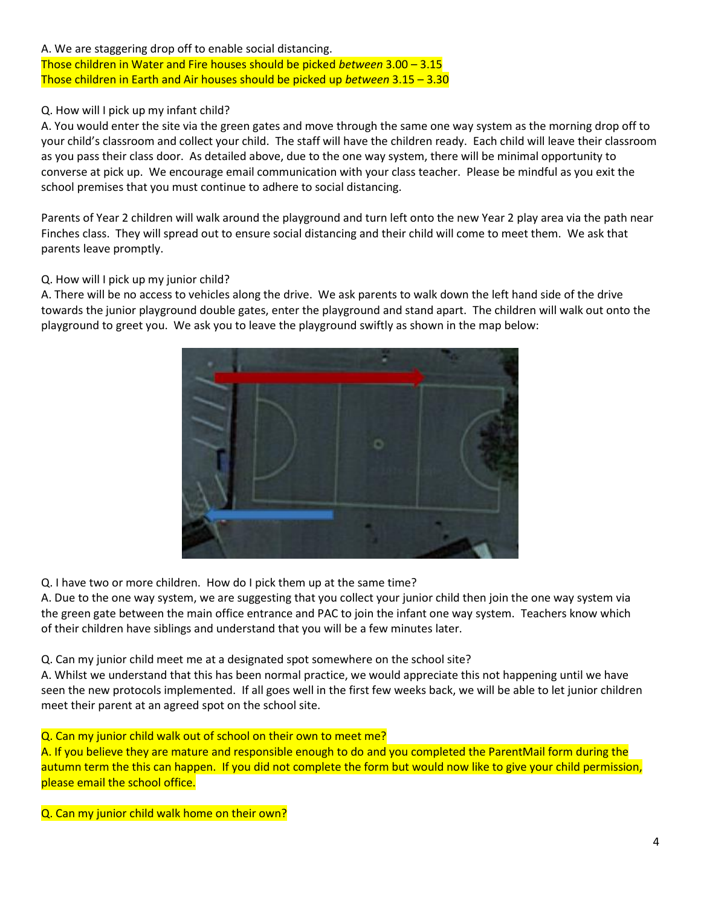A. We are staggering drop off to enable social distancing.
Those children in Water and Fire houses should be picked *between* 3.00 – 3.15
Those children in Earth and Air houses should be picked up *between* 3.15 – 3.30

Q. How will I pick up my infant child?
A. You would enter the site via the green gates and move through the same one way system as the morning drop off to your child's classroom and collect your child. The staff will have the children ready. Each child will leave their classroom as you pass their class door. As detailed above, due to the one way system, there will be minimal opportunity to converse at pick up. We encourage email communication with your class teacher. Please be mindful as you exit the school premises that you must continue to adhere to social distancing.

Parents of Year 2 children will walk around the playground and turn left onto the new Year 2 play area via the path near Finches class. They will spread out to ensure social distancing and their child will come to meet them. We ask that parents leave promptly.

Q. How will I pick up my junior child?
A. There will be no access to vehicles along the drive. We ask parents to walk down the left hand side of the drive towards the junior playground double gates, enter the playground and stand apart. The children will walk out onto the playground to greet you. We ask you to leave the playground swiftly as shown in the map below:

Q. I have two or more children. How do I pick them up at the same time?
A. Due to the one way system, we are suggesting that you collect your junior child then join the one way system via the green gate between the main office entrance and PAC to join the infant one way system. Teachers know which of their children have siblings and understand that you will be a few minutes later.

Q. Can my junior child meet me at a designated spot somewhere on the school site?
A. Whilst we understand that this has been normal practice, we would appreciate this not happening until we have seen the new protocols implemented. If all goes well in the first few weeks back, we will be able to let junior children meet their parent at an agreed spot on the school site.

Q. Can my junior child walk out of school on their own to meet me?
A. If you believe they are mature and responsible enough to do and you completed the ParentMail form during the autumn term the this can happen. If you did not complete the form but would now like to give your child permission, please email the school office.

Q. Can my junior child walk home on their own?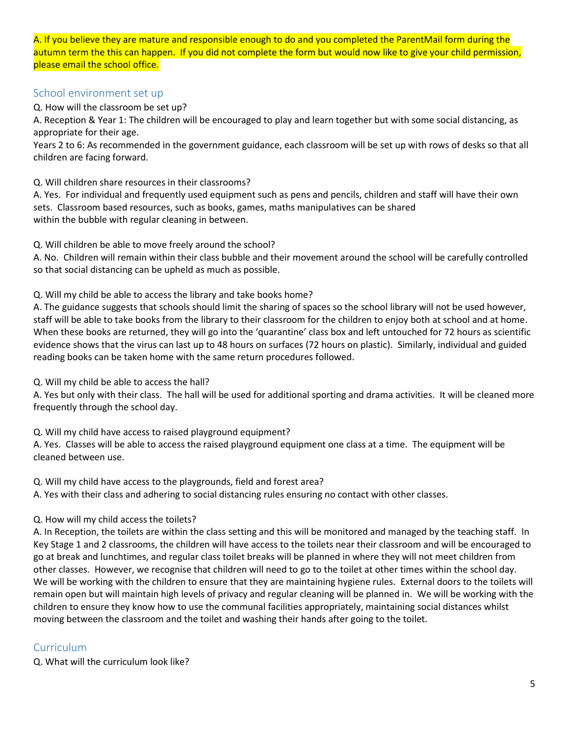A. If you believe they are mature and responsible enough to do and you completed the ParentMail form during the autumn term the this can happen. If you did not complete the form but would now like to give your child permission, please email the school office.

## School environment set up

Q. How will the classroom be set up?

A. Reception & Year 1: The children will be encouraged to play and learn together but with some social distancing, as appropriate for their age.

Years 2 to 6: As recommended in the government guidance, each classroom will be set up with rows of desks so that all children are facing forward.

Q. Will children share resources in their classrooms?

A. Yes. For individual and frequently used equipment such as pens and pencils, children and staff will have their own sets. Classroom based resources, such as books, games, maths manipulatives can be shared within the bubble with regular cleaning in between.

Q. Will children be able to move freely around the school?

A. No. Children will remain within their class bubble and their movement around the school will be carefully controlled so that social distancing can be upheld as much as possible.

Q. Will my child be able to access the library and take books home?

A. The guidance suggests that schools should limit the sharing of spaces so the school library will not be used however, staff will be able to take books from the library to their classroom for the children to enjoy both at school and at home. When these books are returned, they will go into the 'quarantine' class box and left untouched for 72 hours as scientific evidence shows that the virus can last up to 48 hours on surfaces (72 hours on plastic). Similarly, individual and guided reading books can be taken home with the same return procedures followed.

Q. Will my child be able to access the hall?

A. Yes but only with their class. The hall will be used for additional sporting and drama activities. It will be cleaned more frequently through the school day.

Q. Will my child have access to raised playground equipment?

A. Yes. Classes will be able to access the raised playground equipment one class at a time. The equipment will be cleaned between use.

Q. Will my child have access to the playgrounds, field and forest area?

A. Yes with their class and adhering to social distancing rules ensuring no contact with other classes.

Q. How will my child access the toilets?

A. In Reception, the toilets are within the class setting and this will be monitored and managed by the teaching staff. In Key Stage 1 and 2 classrooms, the children will have access to the toilets near their classroom and will be encouraged to go at break and lunchtimes, and regular class toilet breaks will be planned in where they will not meet children from other classes. However, we recognise that children will need to go to the toilet at other times within the school day. We will be working with the children to ensure that they are maintaining hygiene rules. External doors to the toilets will remain open but will maintain high levels of privacy and regular cleaning will be planned in. We will be working with the children to ensure they know how to use the communal facilities appropriately, maintaining social distances whilst moving between the classroom and the toilet and washing their hands after going to the toilet.

## Curriculum

Q. What will the curriculum look like?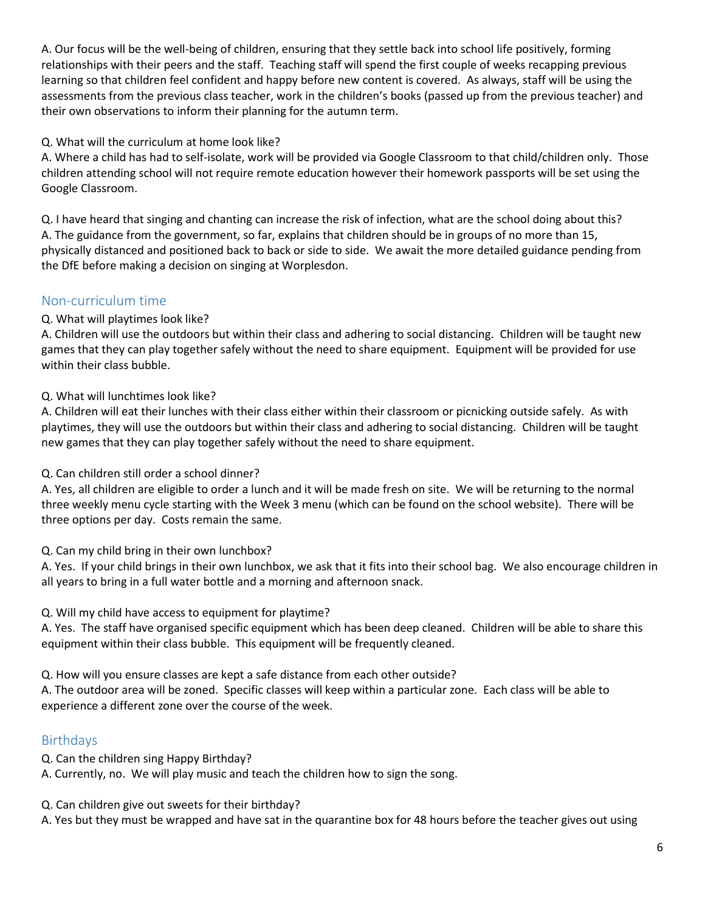A. Our focus will be the well-being of children, ensuring that they settle back into school life positively, forming relationships with their peers and the staff. Teaching staff will spend the first couple of weeks recapping previous learning so that children feel confident and happy before new content is covered. As always, staff will be using the assessments from the previous class teacher, work in the children's books (passed up from the previous teacher) and their own observations to inform their planning for the autumn term.

Q. What will the curriculum at home look like?
A. Where a child has had to self-isolate, work will be provided via Google Classroom to that child/children only. Those children attending school will not require remote education however their homework passports will be set using the Google Classroom.

Q. I have heard that singing and chanting can increase the risk of infection, what are the school doing about this?
A. The guidance from the government, so far, explains that children should be in groups of no more than 15, physically distanced and positioned back to back or side to side. We await the more detailed guidance pending from the DfE before making a decision on singing at Worplesdon.

## Non-curriculum time

Q. What will playtimes look like?
A. Children will use the outdoors but within their class and adhering to social distancing. Children will be taught new games that they can play together safely without the need to share equipment. Equipment will be provided for use within their class bubble.

Q. What will lunchtimes look like?
A. Children will eat their lunches with their class either within their classroom or picnicking outside safely. As with playtimes, they will use the outdoors but within their class and adhering to social distancing. Children will be taught new games that they can play together safely without the need to share equipment.

Q. Can children still order a school dinner?
A. Yes, all children are eligible to order a lunch and it will be made fresh on site. We will be returning to the normal three weekly menu cycle starting with the Week 3 menu (which can be found on the school website). There will be three options per day. Costs remain the same.

Q. Can my child bring in their own lunchbox?
A. Yes. If your child brings in their own lunchbox, we ask that it fits into their school bag. We also encourage children in all years to bring in a full water bottle and a morning and afternoon snack.

Q. Will my child have access to equipment for playtime?
A. Yes. The staff have organised specific equipment which has been deep cleaned. Children will be able to share this equipment within their class bubble. This equipment will be frequently cleaned.

Q. How will you ensure classes are kept a safe distance from each other outside?
A. The outdoor area will be zoned. Specific classes will keep within a particular zone. Each class will be able to experience a different zone over the course of the week.

## Birthdays

Q. Can the children sing Happy Birthday?
A. Currently, no. We will play music and teach the children how to sign the song.

Q. Can children give out sweets for their birthday?
A. Yes but they must be wrapped and have sat in the quarantine box for 48 hours before the teacher gives out using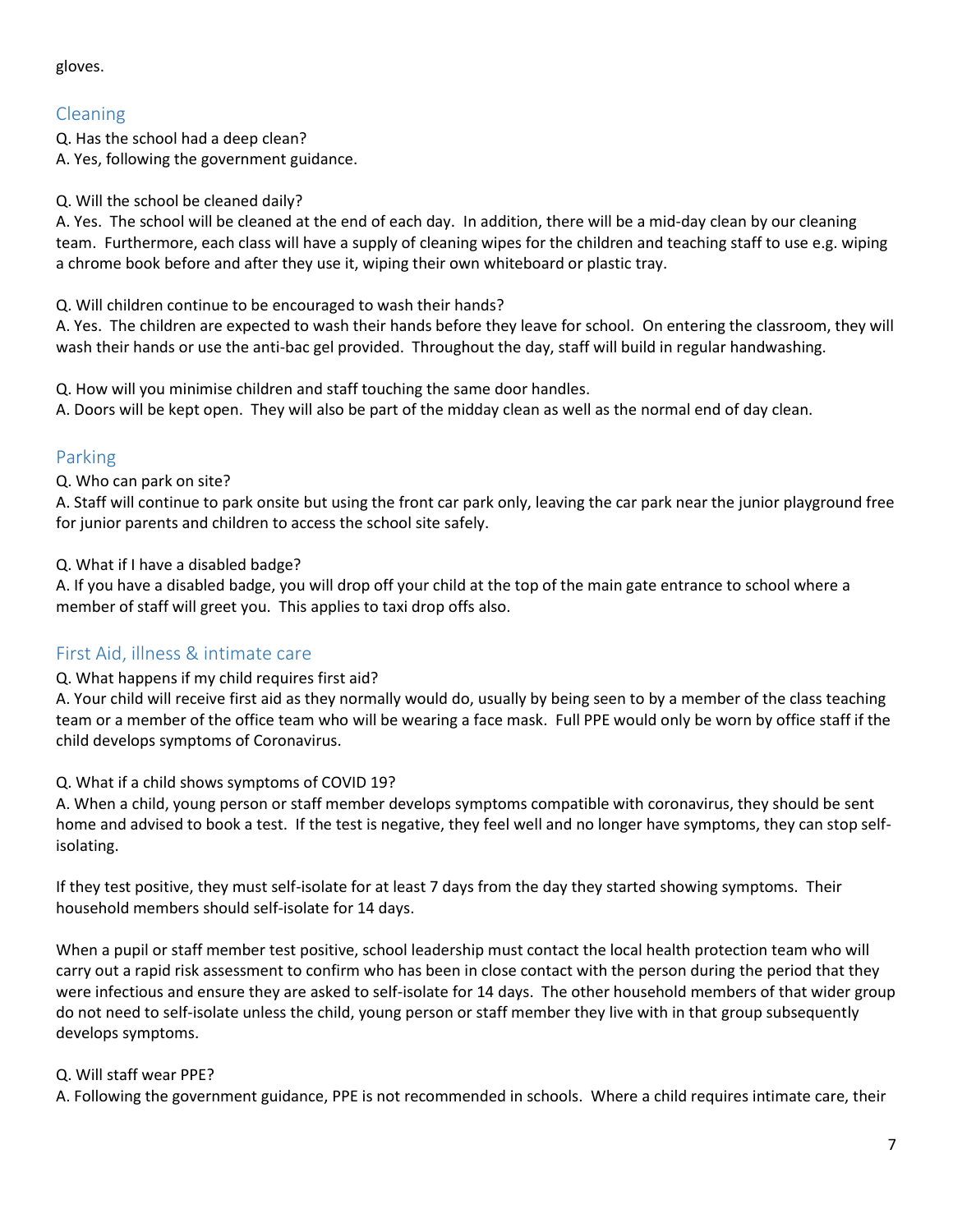gloves.

## Cleaning

Q. Has the school had a deep clean?
A. Yes, following the government guidance.

Q. Will the school be cleaned daily?
A. Yes. The school will be cleaned at the end of each day. In addition, there will be a mid-day clean by our cleaning team. Furthermore, each class will have a supply of cleaning wipes for the children and teaching staff to use e.g. wiping a chrome book before and after they use it, wiping their own whiteboard or plastic tray.

Q. Will children continue to be encouraged to wash their hands?
A. Yes. The children are expected to wash their hands before they leave for school. On entering the classroom, they will wash their hands or use the anti-bac gel provided. Throughout the day, staff will build in regular handwashing.

Q. How will you minimise children and staff touching the same door handles.
A. Doors will be kept open. They will also be part of the midday clean as well as the normal end of day clean.

## Parking

Q. Who can park on site?
A. Staff will continue to park onsite but using the front car park only, leaving the car park near the junior playground free for junior parents and children to access the school site safely.

Q. What if I have a disabled badge?
A. If you have a disabled badge, you will drop off your child at the top of the main gate entrance to school where a member of staff will greet you. This applies to taxi drop offs also.

## First Aid, illness & intimate care

Q. What happens if my child requires first aid?
A. Your child will receive first aid as they normally would do, usually by being seen to by a member of the class teaching team or a member of the office team who will be wearing a face mask. Full PPE would only be worn by office staff if the child develops symptoms of Coronavirus.

Q. What if a child shows symptoms of COVID 19?
A. When a child, young person or staff member develops symptoms compatible with coronavirus, they should be sent home and advised to book a test. If the test is negative, they feel well and no longer have symptoms, they can stop self-isolating.

If they test positive, they must self-isolate for at least 7 days from the day they started showing symptoms. Their household members should self-isolate for 14 days.

When a pupil or staff member test positive, school leadership must contact the local health protection team who will carry out a rapid risk assessment to confirm who has been in close contact with the person during the period that they were infectious and ensure they are asked to self-isolate for 14 days. The other household members of that wider group do not need to self-isolate unless the child, young person or staff member they live with in that group subsequently develops symptoms.

Q. Will staff wear PPE?
A. Following the government guidance, PPE is not recommended in schools. Where a child requires intimate care, their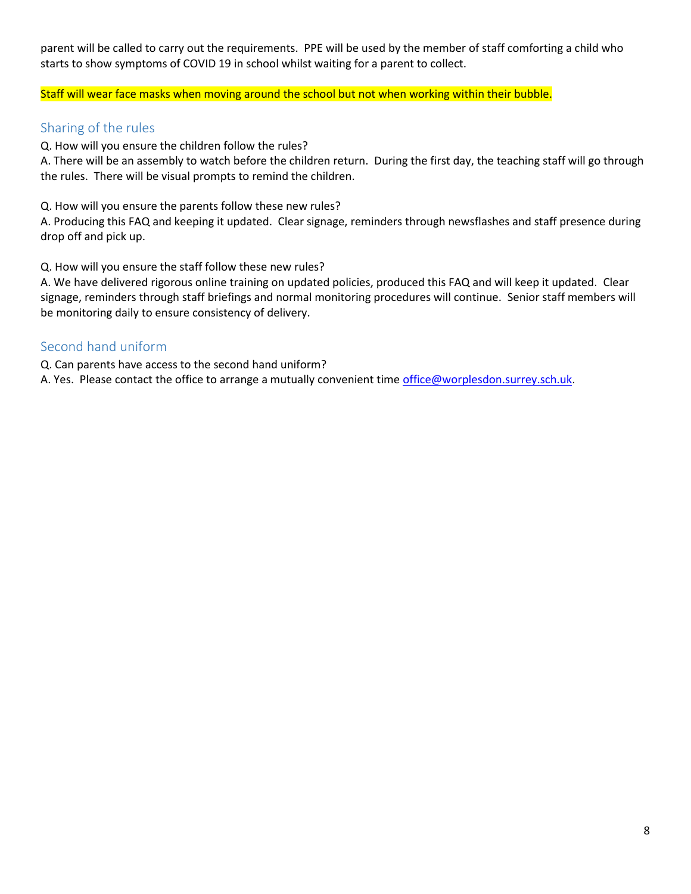parent will be called to carry out the requirements. PPE will be used by the member of staff comforting a child who starts to show symptoms of COVID 19 in school whilst waiting for a parent to collect.

Staff will wear face masks when moving around the school but not when working within their bubble.

## Sharing of the rules

Q. How will you ensure the children follow the rules?
A. There will be an assembly to watch before the children return. During the first day, the teaching staff will go through the rules. There will be visual prompts to remind the children.

Q. How will you ensure the parents follow these new rules?
A. Producing this FAQ and keeping it updated. Clear signage, reminders through newsflashes and staff presence during drop off and pick up.

Q. How will you ensure the staff follow these new rules?
A. We have delivered rigorous online training on updated policies, produced this FAQ and will keep it updated. Clear signage, reminders through staff briefings and normal monitoring procedures will continue. Senior staff members will be monitoring daily to ensure consistency of delivery.

## Second hand uniform

Q. Can parents have access to the second hand uniform?
A. Yes. Please contact the office to arrange a mutually convenient time office@worplesdon.surrey.sch.uk.